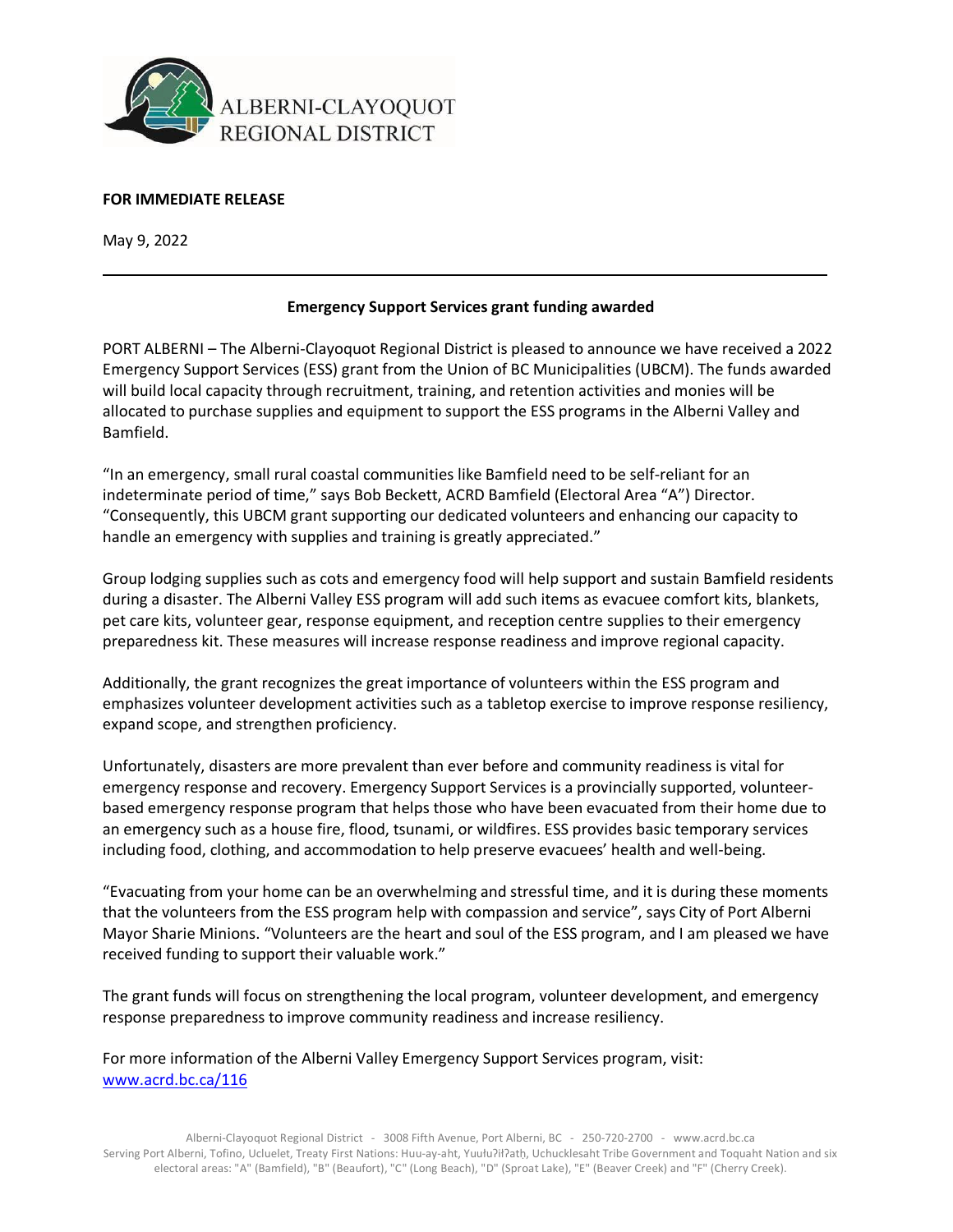ALBERNI-CLAYOQUOT
REGIONAL DISTRICT

**FOR IMMEDIATE RELEASE**

May 9, 2022

---

**Emergency Support Services grant funding awarded**

PORT ALBERNI – The Alberni-Clayoquot Regional District is pleased to announce we have received a 2022 Emergency Support Services (ESS) grant from the Union of BC Municipalities (UBCM). The funds awarded will build local capacity through recruitment, training, and retention activities and monies will be allocated to purchase supplies and equipment to support the ESS programs in the Alberni Valley and Bamfield.

"In an emergency, small rural coastal communities like Bamfield need to be self-reliant for an indeterminate period of time," says Bob Beckett, ACRD Bamfield (Electoral Area "A") Director. "Consequently, this UBCM grant supporting our dedicated volunteers and enhancing our capacity to handle an emergency with supplies and training is greatly appreciated."

Group lodging supplies such as cots and emergency food will help support and sustain Bamfield residents during a disaster. The Alberni Valley ESS program will add such items as evacuee comfort kits, blankets, pet care kits, volunteer gear, response equipment, and reception centre supplies to their emergency preparedness kit. These measures will increase response readiness and improve regional capacity.

Additionally, the grant recognizes the great importance of volunteers within the ESS program and emphasizes volunteer development activities such as a tabletop exercise to improve response resiliency, expand scope, and strengthen proficiency.

Unfortunately, disasters are more prevalent than ever before and community readiness is vital for emergency response and recovery. Emergency Support Services is a provincially supported, volunteer-based emergency response program that helps those who have been evacuated from their home due to an emergency such as a house fire, flood, tsunami, or wildfires. ESS provides basic temporary services including food, clothing, and accommodation to help preserve evacuees' health and well-being.

"Evacuating from your home can be an overwhelming and stressful time, and it is during these moments that the volunteers from the ESS program help with compassion and service", says City of Port Alberni Mayor Sharie Minions. "Volunteers are the heart and soul of the ESS program, and I am pleased we have received funding to support their valuable work."

The grant funds will focus on strengthening the local program, volunteer development, and emergency response preparedness to improve community readiness and increase resiliency.

For more information of the Alberni Valley Emergency Support Services program, visit: [www.acrd.bc.ca/116](www.acrd.bc.ca/116)

Alberni-Clayoquot Regional District - 3008 Fifth Avenue, Port Alberni, BC - 250-720-2700 - www.acrd.bc.ca
Serving Port Alberni, Tofino, Ucluelet, Treaty First Nations: Huu-ay-aht, Yuułuʔiłʔatḥ, Uchucklesaht Tribe Government and Toquaht Nation and six electoral areas: "A" (Bamfield), "B" (Beaufort), "C" (Long Beach), "D" (Sproat Lake), "E" (Beaver Creek) and "F" (Cherry Creek).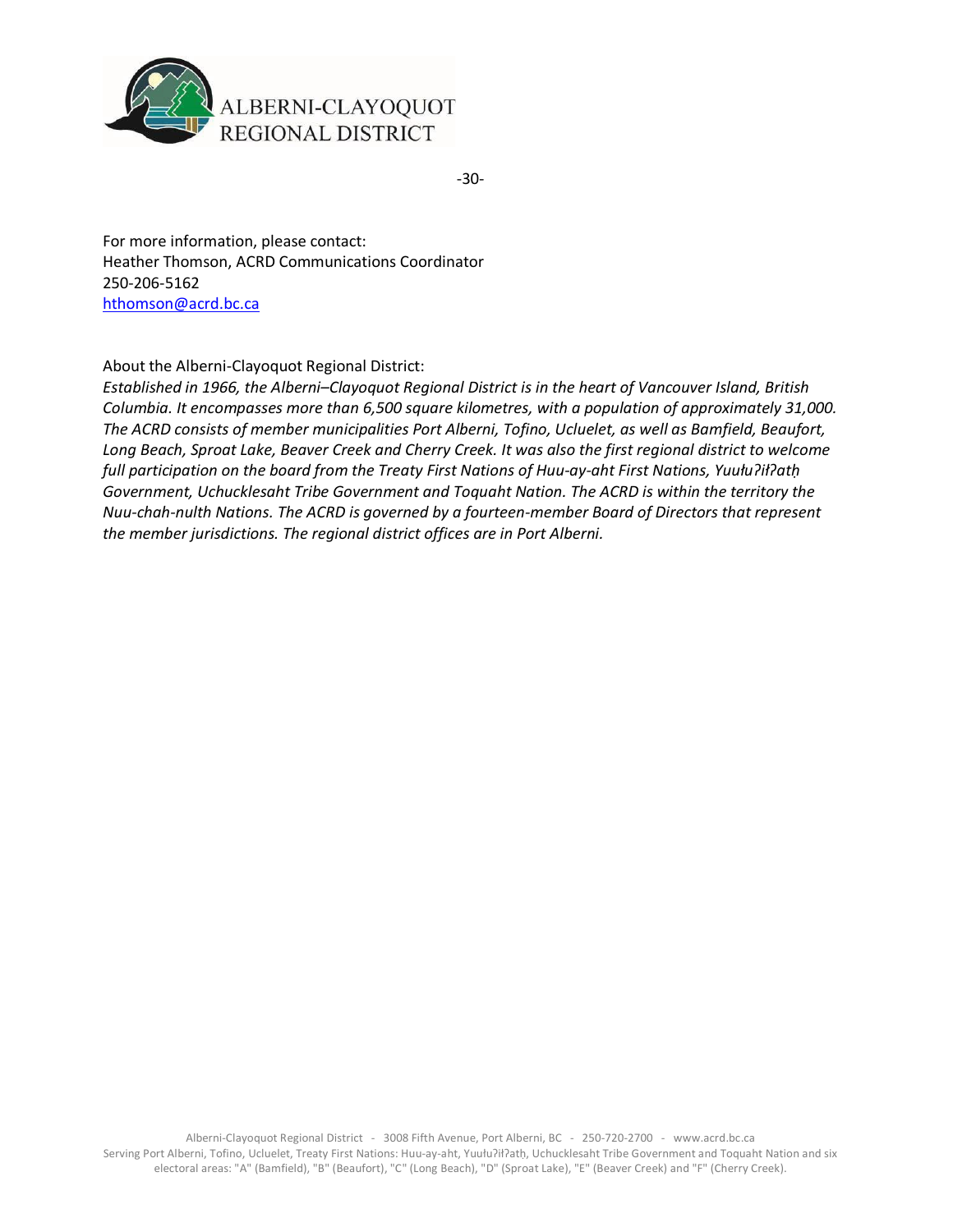-30-

For more information, please contact:
Heather Thomson, ACRD Communications Coordinator
250-206-5162
hthomson@acrd.bc.ca

About the Alberni-Clayoquot Regional District:

*Established in 1966, the Alberni–Clayoquot Regional District is in the heart of Vancouver Island, British Columbia. It encompasses more than 6,500 square kilometres, with a population of approximately 31,000. The ACRD consists of member municipalities Port Alberni, Tofino, Ucluelet, as well as Bamfield, Beaufort, Long Beach, Sproat Lake, Beaver Creek and Cherry Creek. It was also the first regional district to welcome full participation on the board from the Treaty First Nations of Huu-ay-aht First Nations, Yuułuʔiłʔatḥ Government, Uchucklesaht Tribe Government and Toquaht Nation. The ACRD is within the territory the Nuu-chah-nulth Nations. The ACRD is governed by a fourteen-member Board of Directors that represent the member jurisdictions. The regional district offices are in Port Alberni.*